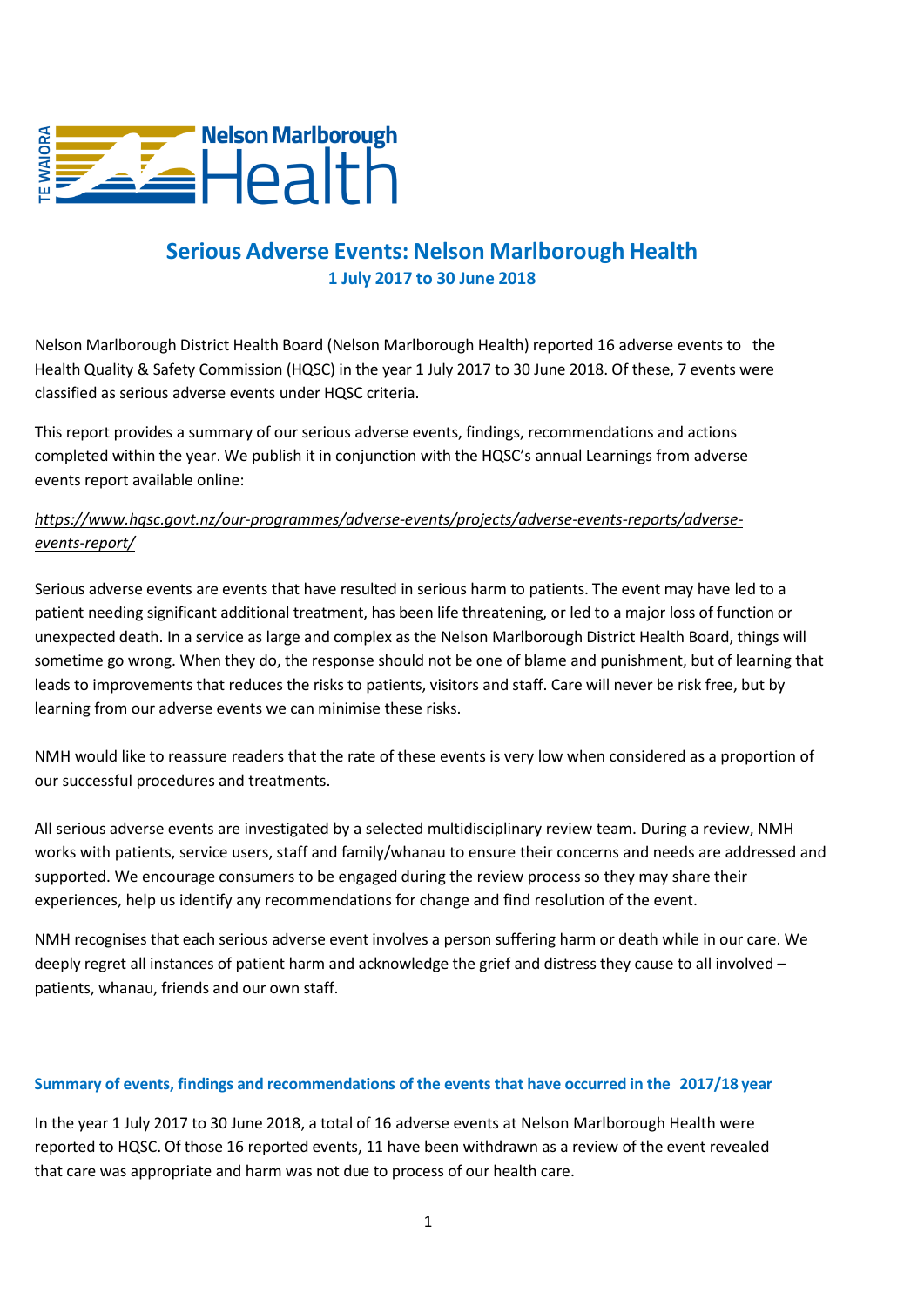# Serious Adverse Events: Nelson Marlborough Health

**1 July 2017 to 30 June 2018**

Nelson Marlborough District Health Board (Nelson Marlborough Health) reported 16 adverse events to the Health Quality & Safety Commission (HQSC) in the year 1 July 2017 to 30 June 2018. Of these, 7 events were classified as serious adverse events under HQSC criteria.

This report provides a summary of our serious adverse events, findings, recommendations and actions completed within the year. We publish it in conjunction with the HQSC's annual Learnings from adverse events report available online:

*https://www.hqsc.govt.nz/our-programmes/adverse-events/projects/adverse-events-reports/adverse-events-report/*

Serious adverse events are events that have resulted in serious harm to patients. The event may have led to a patient needing significant additional treatment, has been life threatening, or led to a major loss of function or unexpected death. In a service as large and complex as the Nelson Marlborough District Health Board, things will sometime go wrong. When they do, the response should not be one of blame and punishment, but of learning that leads to improvements that reduces the risks to patients, visitors and staff. Care will never be risk free, but by learning from our adverse events we can minimise these risks.

NMH would like to reassure readers that the rate of these events is very low when considered as a proportion of our successful procedures and treatments.

All serious adverse events are investigated by a selected multidisciplinary review team. During a review, NMH works with patients, service users, staff and family/whanau to ensure their concerns and needs are addressed and supported. We encourage consumers to be engaged during the review process so they may share their experiences, help us identify any recommendations for change and find resolution of the event.

NMH recognises that each serious adverse event involves a person suffering harm or death while in our care. We deeply regret all instances of patient harm and acknowledge the grief and distress they cause to all involved – patients, whanau, friends and our own staff.

### Summary of events, findings and recommendations of the events that have occurred in the 2017/18 year

In the year 1 July 2017 to 30 June 2018, a total of 16 adverse events at Nelson Marlborough Health were reported to HQSC. Of those 16 reported events, 11 have been withdrawn as a review of the event revealed that care was appropriate and harm was not due to process of our health care.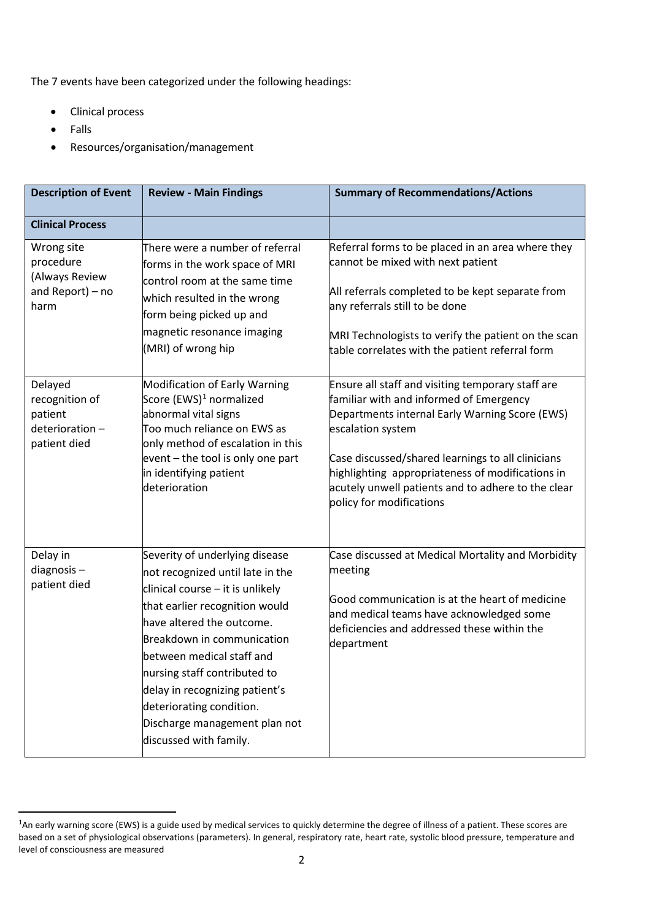The 7 events have been categorized under the following headings:

- Clinical process
- Falls
- Resources/organisation/management

| Description of Event | Review - Main Findings | Summary of Recommendations/Actions |
|---|---|---|
| **Clinical Process** | | |
| Wrong site procedure (Always Review and Report) – no harm | There were a number of referral forms in the work space of MRI control room at the same time which resulted in the wrong form being picked up and magnetic resonance imaging (MRI) of wrong hip | Referral forms to be placed in an area where they cannot be mixed with next patient<br><br>All referrals completed to be kept separate from any referrals still to be done<br><br>MRI Technologists to verify the patient on the scan table correlates with the patient referral form |
| Delayed recognition of patient deterioration – patient died | Modification of Early Warning Score (EWS)[1] normalized abnormal vital signs<br>Too much reliance on EWS as only method of escalation in this event – the tool is only one part in identifying patient deterioration | Ensure all staff and visiting temporary staff are familiar with and informed of Emergency Departments internal Early Warning Score (EWS) escalation system<br><br>Case discussed/shared learnings to all clinicians highlighting appropriateness of modifications in acutely unwell patients and to adhere to the clear policy for modifications |
| Delay in diagnosis – patient died | Severity of underlying disease not recognized until late in the clinical course – it is unlikely that earlier recognition would have altered the outcome.<br>Breakdown in communication between medical staff and nursing staff contributed to delay in recognizing patient's deteriorating condition.<br>Discharge management plan not discussed with family. | Case discussed at Medical Mortality and Morbidity meeting<br><br>Good communication is at the heart of medicine and medical teams have acknowledged some deficiencies and addressed these within the department |

[1] An early warning score (EWS) is a guide used by medical services to quickly determine the degree of illness of a patient. These scores are based on a set of physiological observations (parameters). In general, respiratory rate, heart rate, systolic blood pressure, temperature and level of consciousness are measured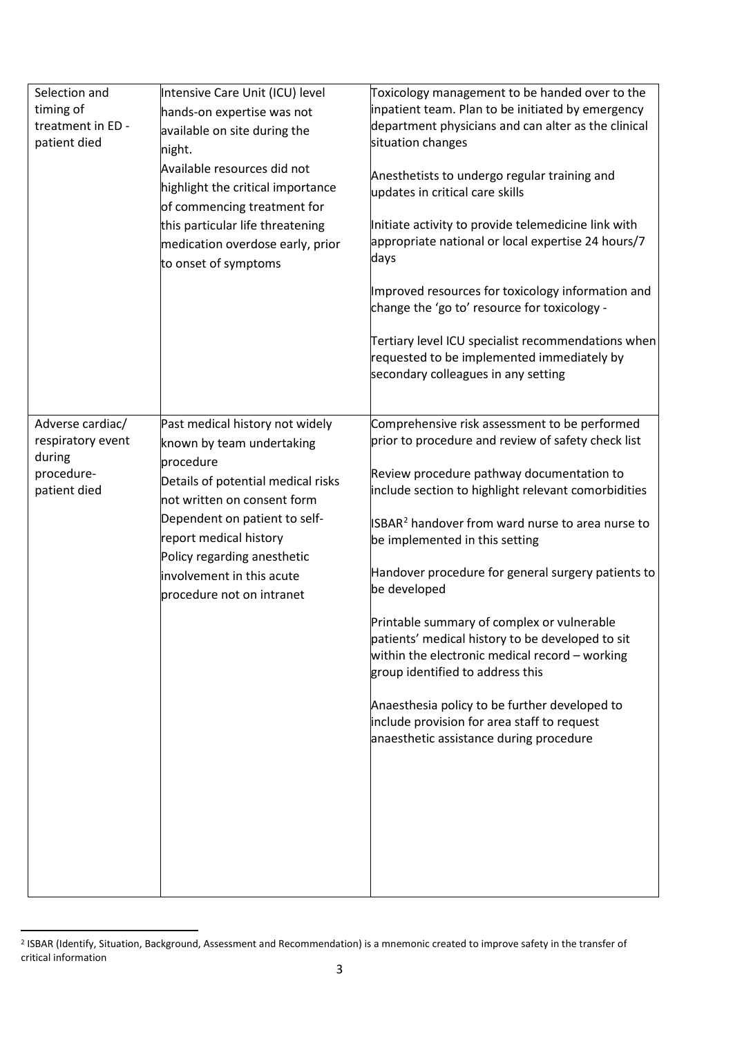| | | |
|---|---|---|
| Selection and timing of treatment in ED - patient died | Intensive Care Unit (ICU) level hands-on expertise was not available on site during the night.<br>Available resources did not highlight the critical importance of commencing treatment for this particular life threatening medication overdose early, prior to onset of symptoms | Toxicology management to be handed over to the inpatient team. Plan to be initiated by emergency department physicians and can alter as the clinical situation changes<br><br>Anesthetists to undergo regular training and updates in critical care skills<br><br>Initiate activity to provide telemedicine link with appropriate national or local expertise 24 hours/7 days<br><br>Improved resources for toxicology information and change the 'go to' resource for toxicology -<br><br>Tertiary level ICU specialist recommendations when requested to be implemented immediately by secondary colleagues in any setting |
| Adverse cardiac/ respiratory event during procedure- patient died | Past medical history not widely known by team undertaking procedure<br>Details of potential medical risks not written on consent form<br>Dependent on patient to self-report medical history<br>Policy regarding anesthetic involvement in this acute procedure not on intranet | Comprehensive risk assessment to be performed prior to procedure and review of safety check list<br><br>Review procedure pathway documentation to include section to highlight relevant comorbidities<br><br>ISBAR[2] handover from ward nurse to area nurse to be implemented in this setting<br><br>Handover procedure for general surgery patients to be developed<br><br>Printable summary of complex or vulnerable patients' medical history to be developed to sit within the electronic medical record – working group identified to address this<br><br>Anaesthesia policy to be further developed to include provision for area staff to request anaesthetic assistance during procedure |

[2] ISBAR (Identify, Situation, Background, Assessment and Recommendation) is a mnemonic created to improve safety in the transfer of critical information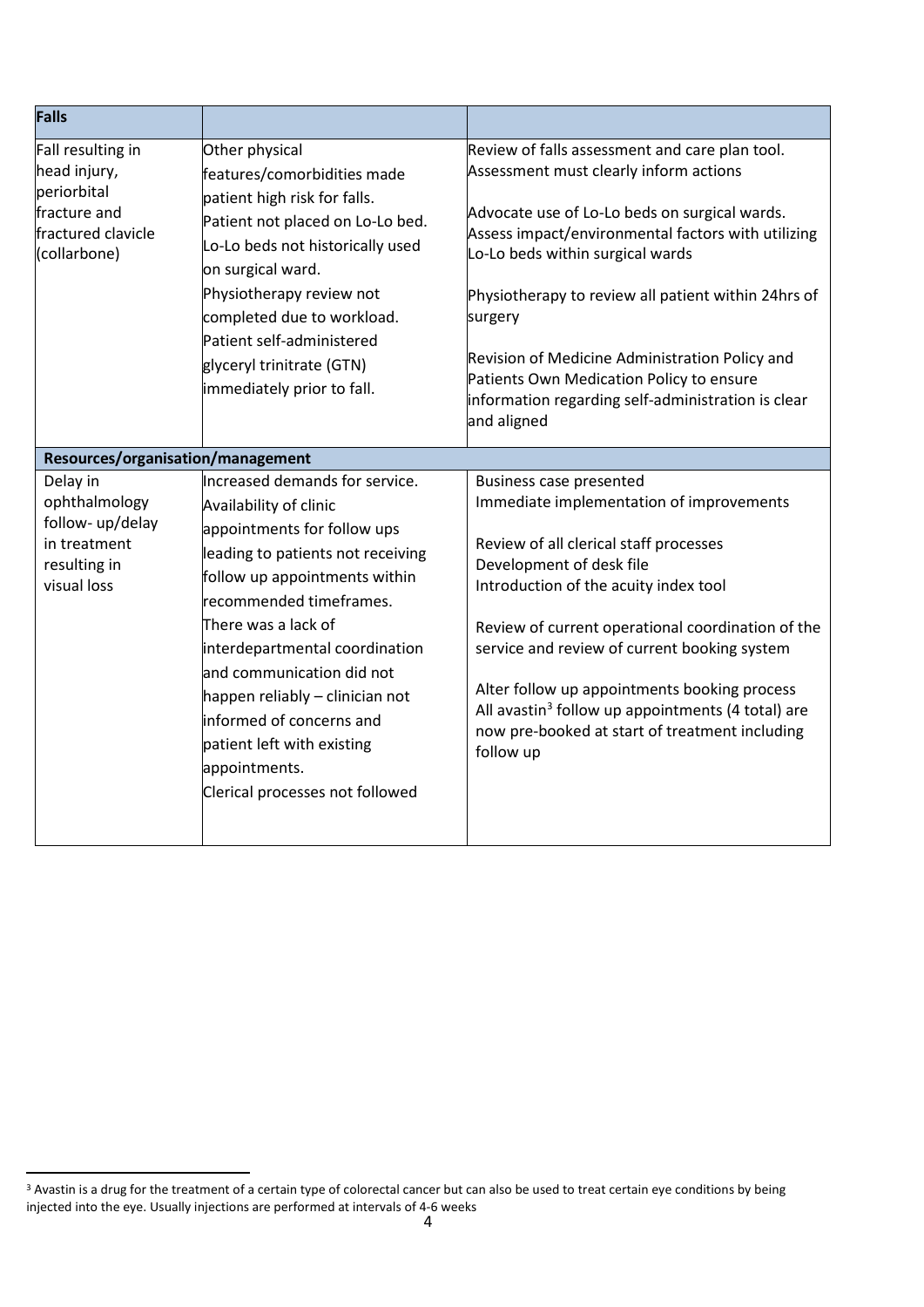| | | |
|---|---|---|
| **Falls** | | |
| Fall resulting in head injury, periorbital fracture and fractured clavicle (collarbone) | Other physical features/comorbidities made patient high risk for falls.<br>Patient not placed on Lo-Lo bed.<br>Lo-Lo beds not historically used on surgical ward.<br>Physiotherapy review not completed due to workload.<br>Patient self-administered glyceryl trinitrate (GTN) immediately prior to fall. | Review of falls assessment and care plan tool. Assessment must clearly inform actions<br><br>Advocate use of Lo-Lo beds on surgical wards. Assess impact/environmental factors with utilizing Lo-Lo beds within surgical wards<br><br>Physiotherapy to review all patient within 24hrs of surgery<br><br>Revision of Medicine Administration Policy and Patients Own Medication Policy to ensure information regarding self-administration is clear and aligned |
| **Resources/organisation/management** | | |
| Delay in ophthalmology follow- up/delay in treatment resulting in visual loss | Increased demands for service.<br>Availability of clinic appointments for follow ups leading to patients not receiving follow up appointments within recommended timeframes.<br>There was a lack of interdepartmental coordination and communication did not happen reliably – clinician not informed of concerns and patient left with existing appointments.<br>Clerical processes not followed | Business case presented<br>Immediate implementation of improvements<br><br>Review of all clerical staff processes<br>Development of desk file<br>Introduction of the acuity index tool<br><br>Review of current operational coordination of the service and review of current booking system<br><br>Alter follow up appointments booking process<br>All avastin[3] follow up appointments (4 total) are now pre-booked at start of treatment including follow up |

[3] Avastin is a drug for the treatment of a certain type of colorectal cancer but can also be used to treat certain eye conditions by being injected into the eye. Usually injections are performed at intervals of 4-6 weeks